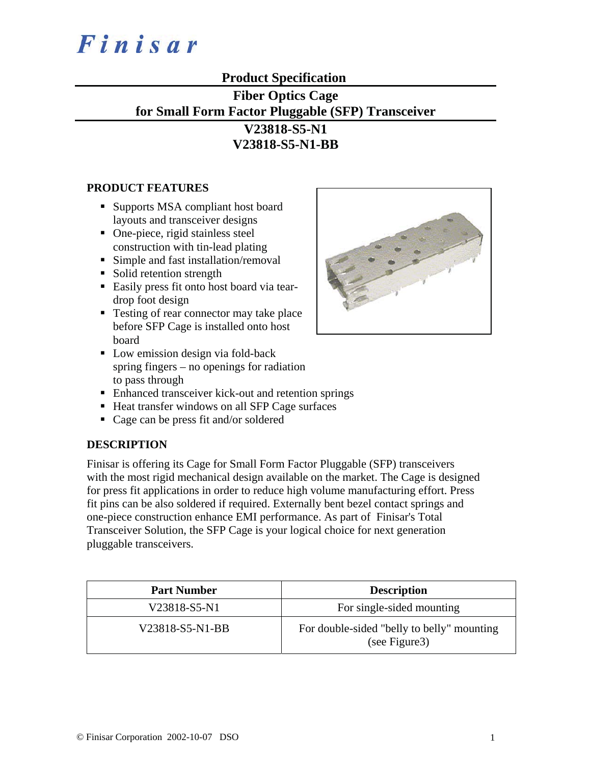# Finisar

## Product Specification

## Fiber Optics Cage for Small Form Factor Pluggable (SFP) Transceiver

## V23818-S5-N1
## V23818-S5-N1-BB

### PRODUCT FEATURES

- Supports MSA compliant host board layouts and transceiver designs
- One-piece, rigid stainless steel construction with tin-lead plating
- Simple and fast installation/removal
- Solid retention strength
- Easily press fit onto host board via tear-drop foot design
- Testing of rear connector may take place before SFP Cage is installed onto host board
- Low emission design via fold-back spring fingers – no openings for radiation to pass through
- Enhanced transceiver kick-out and retention springs
- Heat transfer windows on all SFP Cage surfaces
- Cage can be press fit and/or soldered

### DESCRIPTION

Finisar is offering its Cage for Small Form Factor Pluggable (SFP) transceivers with the most rigid mechanical design available on the market. The Cage is designed for press fit applications in order to reduce high volume manufacturing effort. Press fit pins can be also soldered if required. Externally bent bezel contact springs and one-piece construction enhance EMI performance. As part of Finisar's Total Transceiver Solution, the SFP Cage is your logical choice for next generation pluggable transceivers.

| Part Number | Description |
| --- | --- |
| V23818-S5-N1 | For single-sided mounting |
| V23818-S5-N1-BB | For double-sided "belly to belly" mounting (see Figure3) |

© Finisar Corporation 2002-10-07 DSO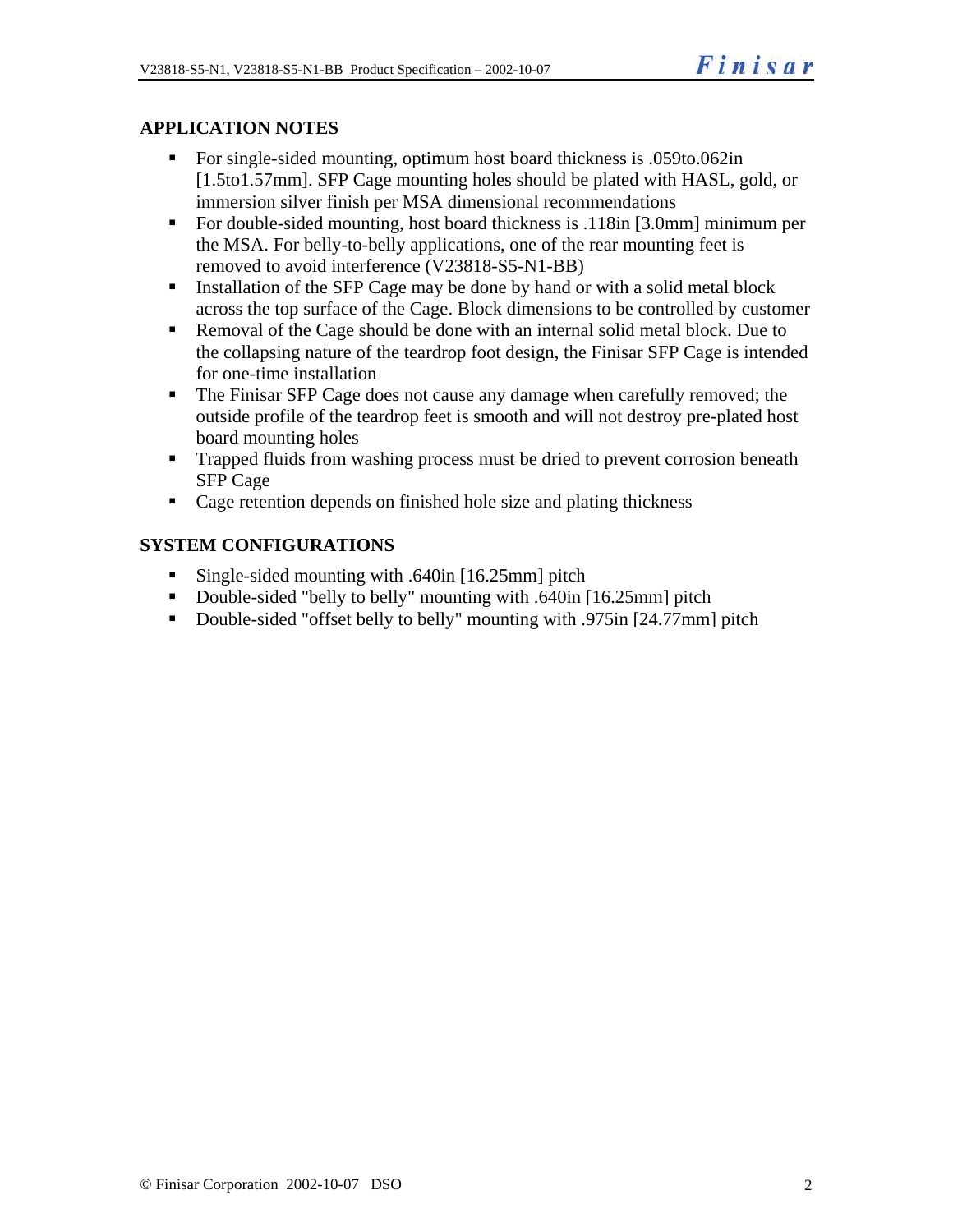## APPLICATION NOTES

- For single-sided mounting, optimum host board thickness is .059to.062in [1.5to1.57mm]. SFP Cage mounting holes should be plated with HASL, gold, or immersion silver finish per MSA dimensional recommendations
- For double-sided mounting, host board thickness is .118in [3.0mm] minimum per the MSA. For belly-to-belly applications, one of the rear mounting feet is removed to avoid interference (V23818-S5-N1-BB)
- Installation of the SFP Cage may be done by hand or with a solid metal block across the top surface of the Cage. Block dimensions to be controlled by customer
- Removal of the Cage should be done with an internal solid metal block. Due to the collapsing nature of the teardrop foot design, the Finisar SFP Cage is intended for one-time installation
- The Finisar SFP Cage does not cause any damage when carefully removed; the outside profile of the teardrop feet is smooth and will not destroy pre-plated host board mounting holes
- Trapped fluids from washing process must be dried to prevent corrosion beneath SFP Cage
- Cage retention depends on finished hole size and plating thickness

## SYSTEM CONFIGURATIONS

- Single-sided mounting with .640in [16.25mm] pitch
- Double-sided "belly to belly" mounting with .640in [16.25mm] pitch
- Double-sided "offset belly to belly" mounting with .975in [24.77mm] pitch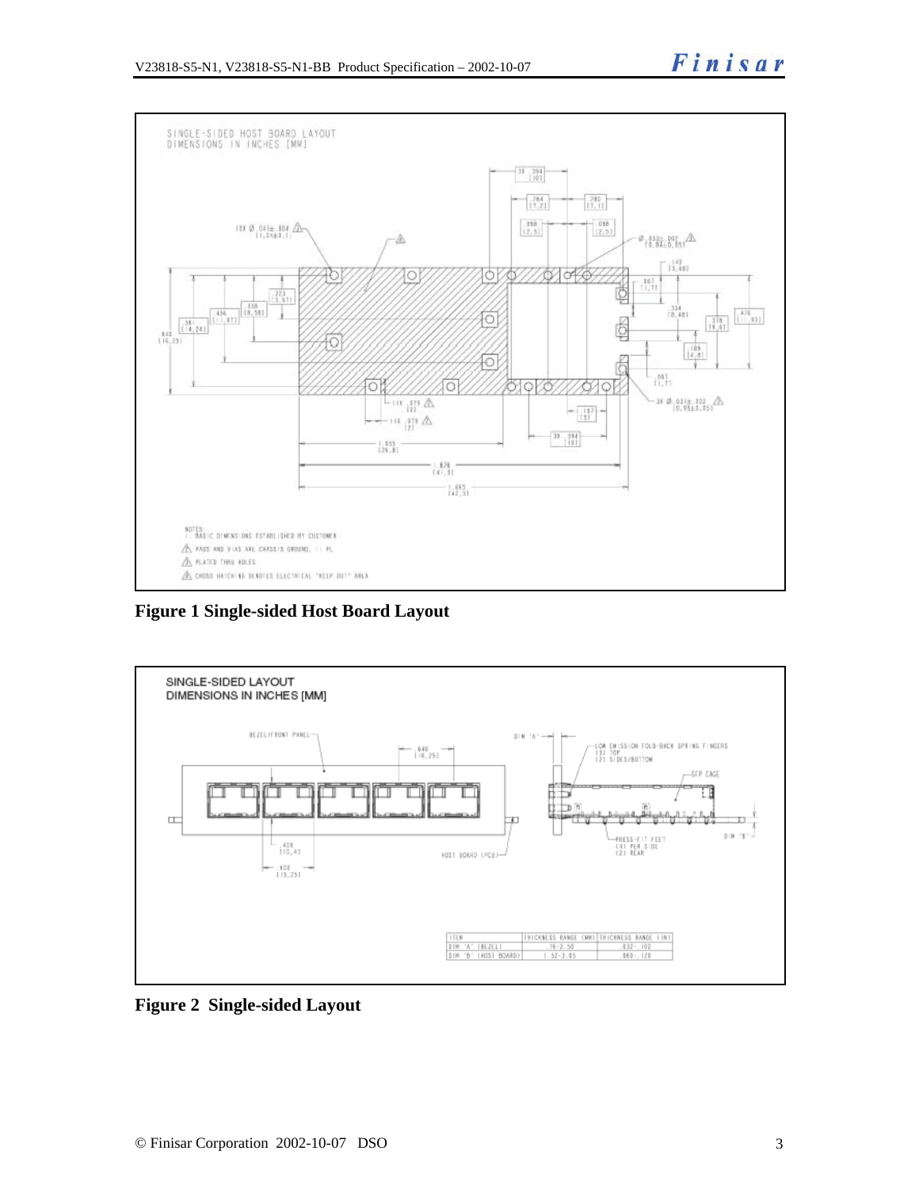**Figure 1 Single-sided Host Board Layout**

**Figure 2 Single-sided Layout**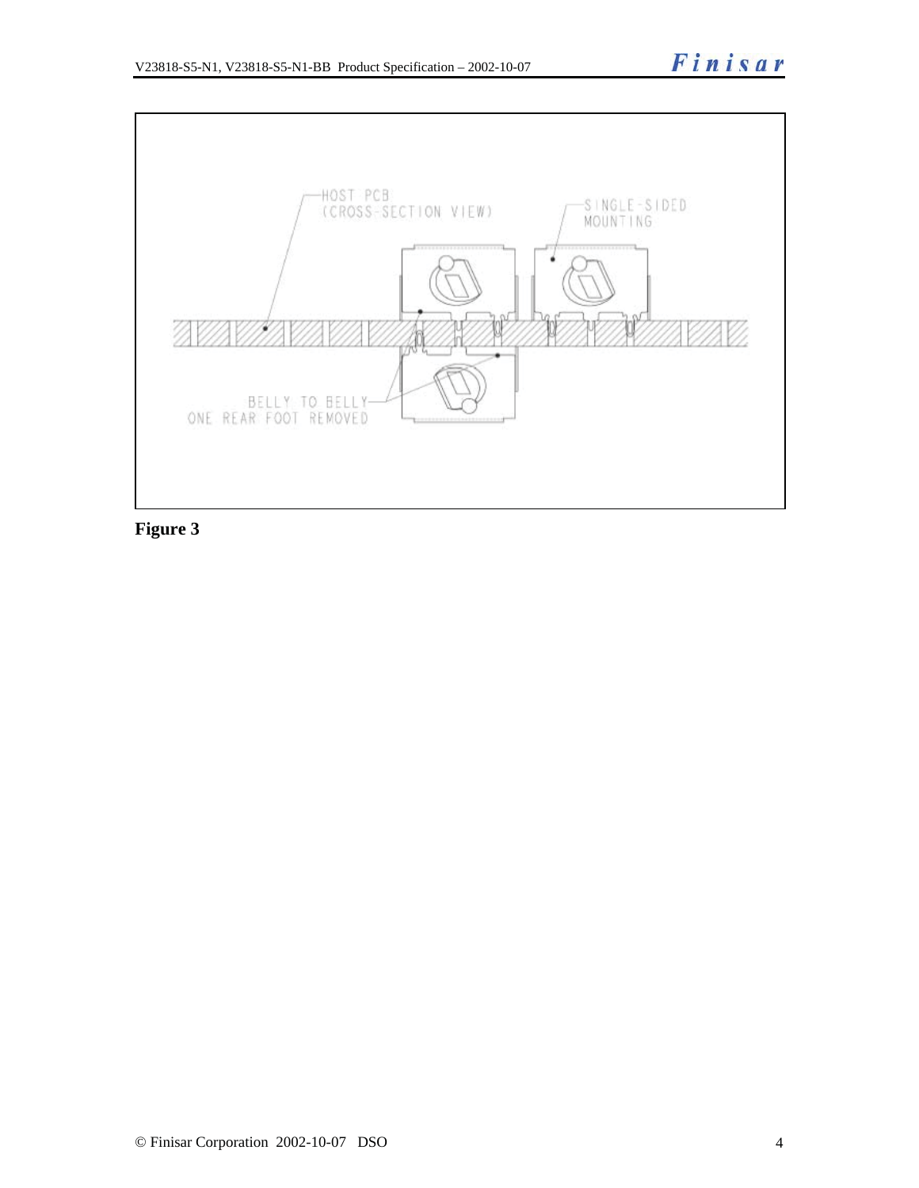**Figure 3**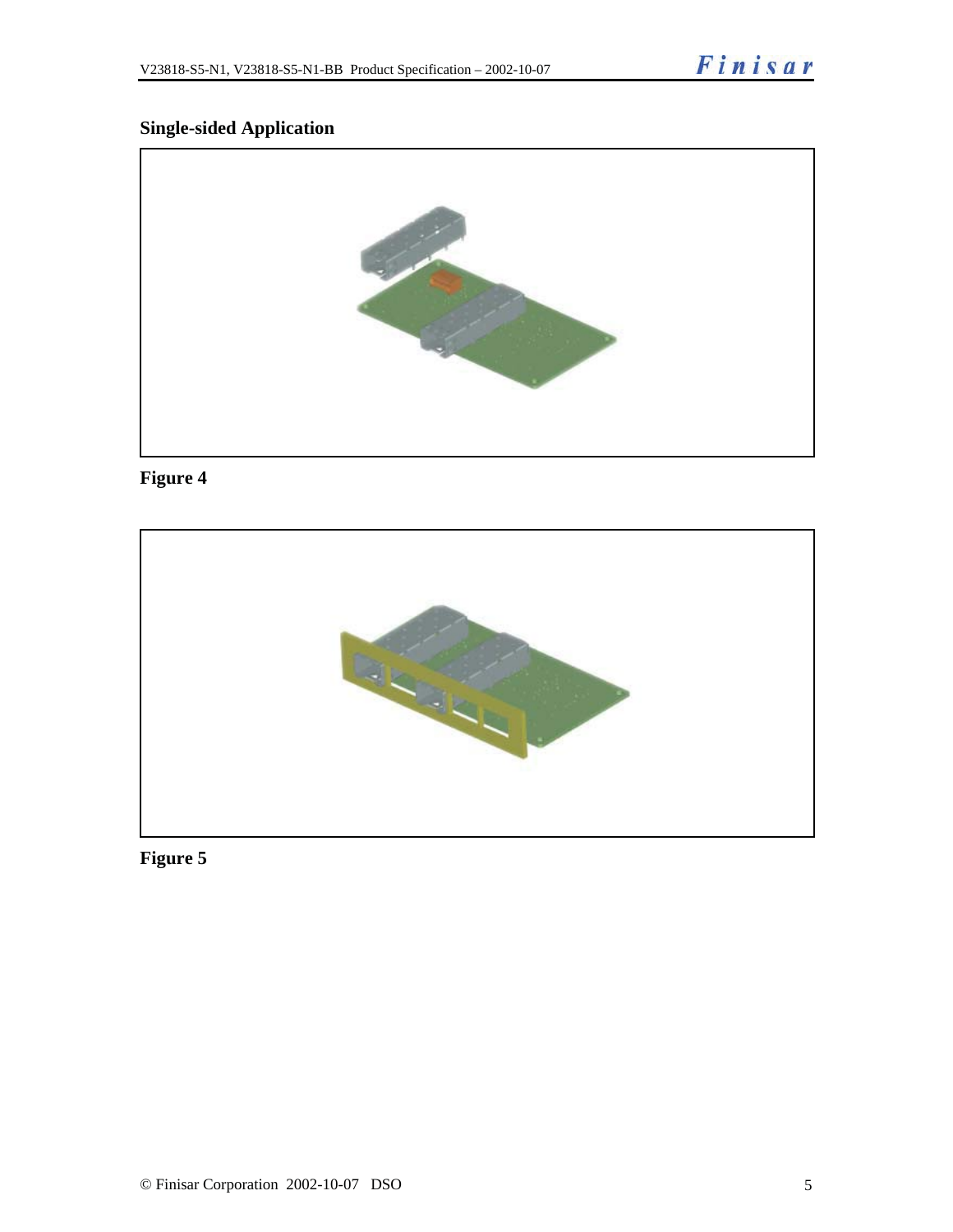## Single-sided Application

Figure 4

Figure 5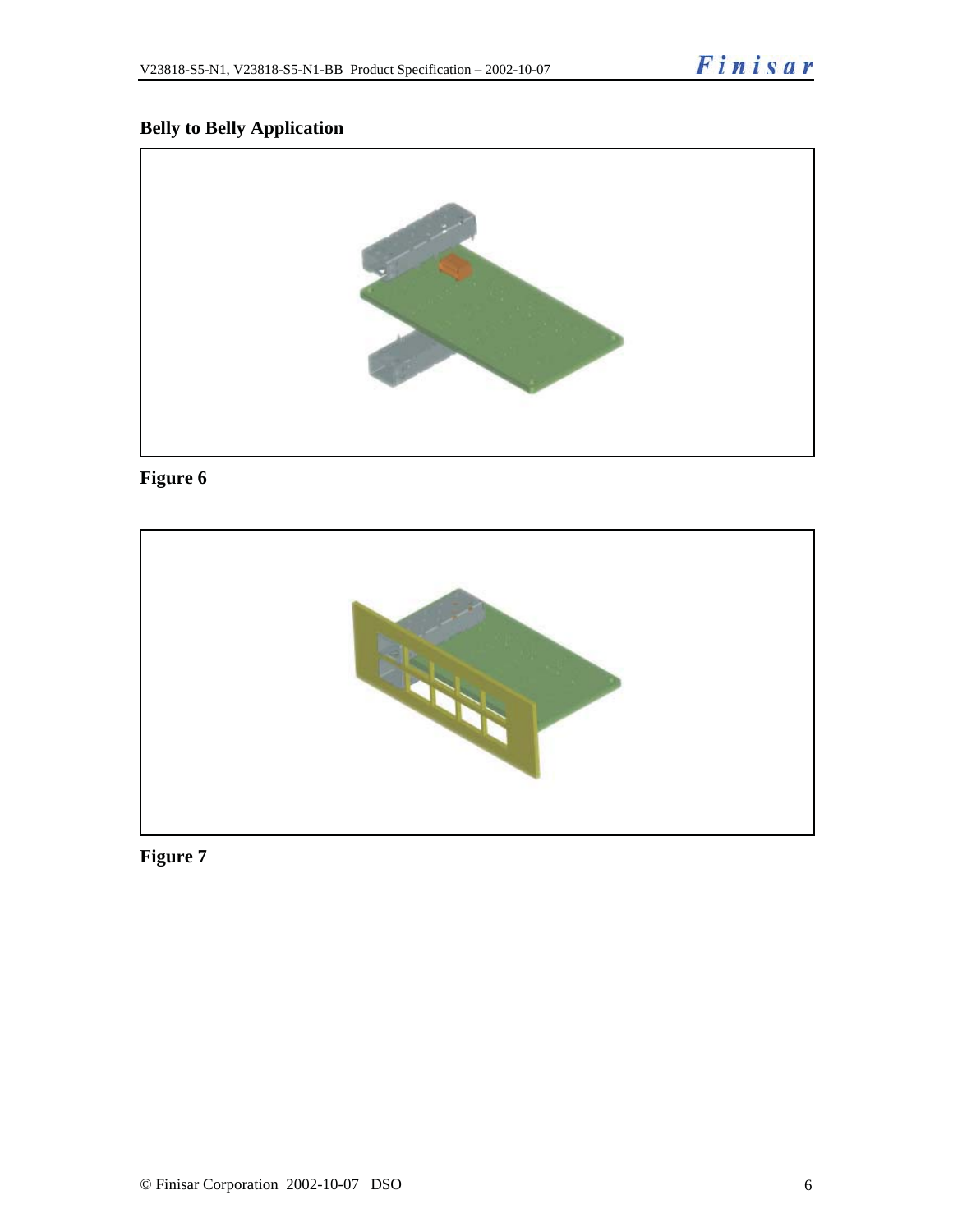**Belly to Belly Application**

Figure 6

Figure 7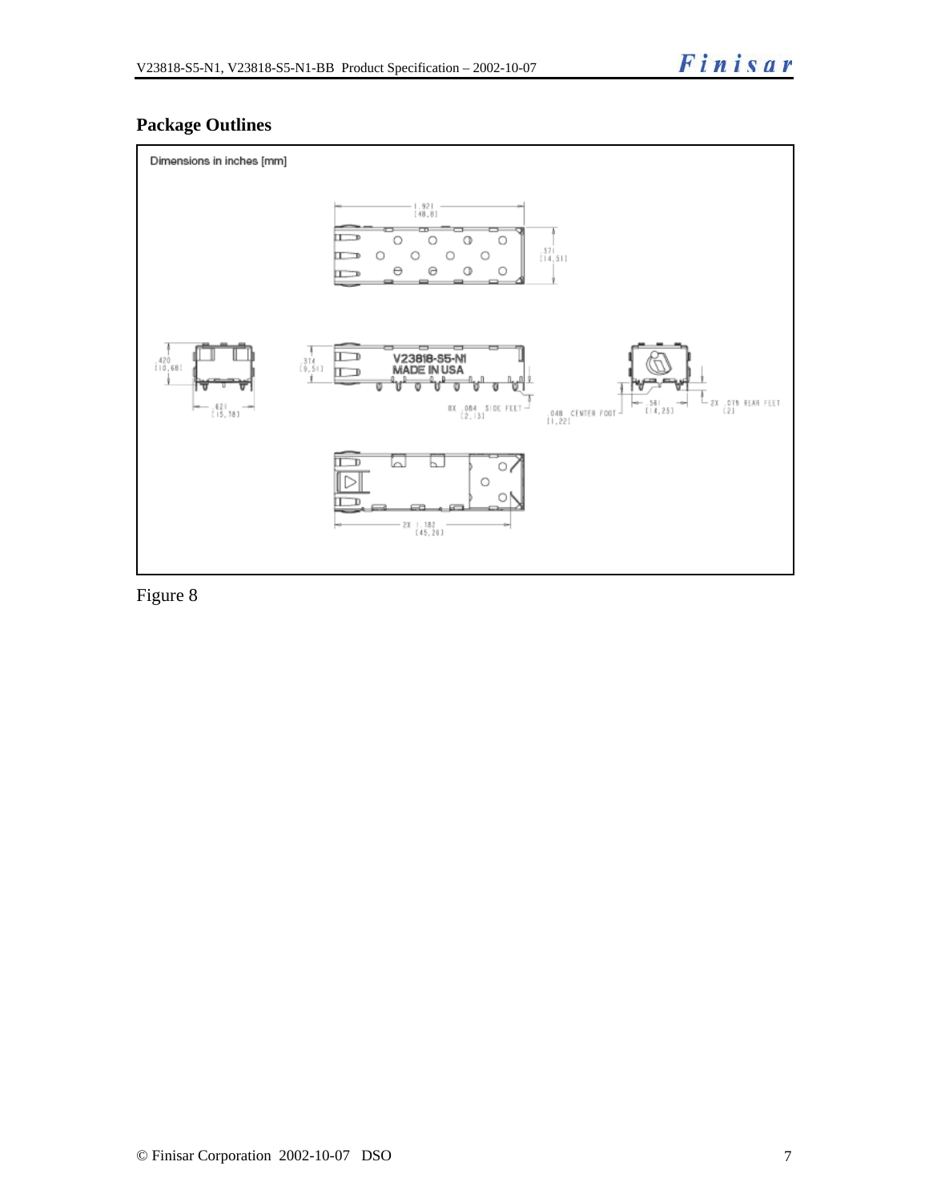## Package Outlines

Dimensions in inches [mm]

1.921 [48.8]

.571 [14.51]

.420 [10.68]

.621 [15.78]

.374 [9.51]

V23818-S5-N1
MADE IN USA

8X .084 SIDE FEET [2.13]

.048 CENTER FOOT [1.22]

.561 [14.25]

2X .079 REAR FEET [2]

2X 1.782 [45.26]

Figure 8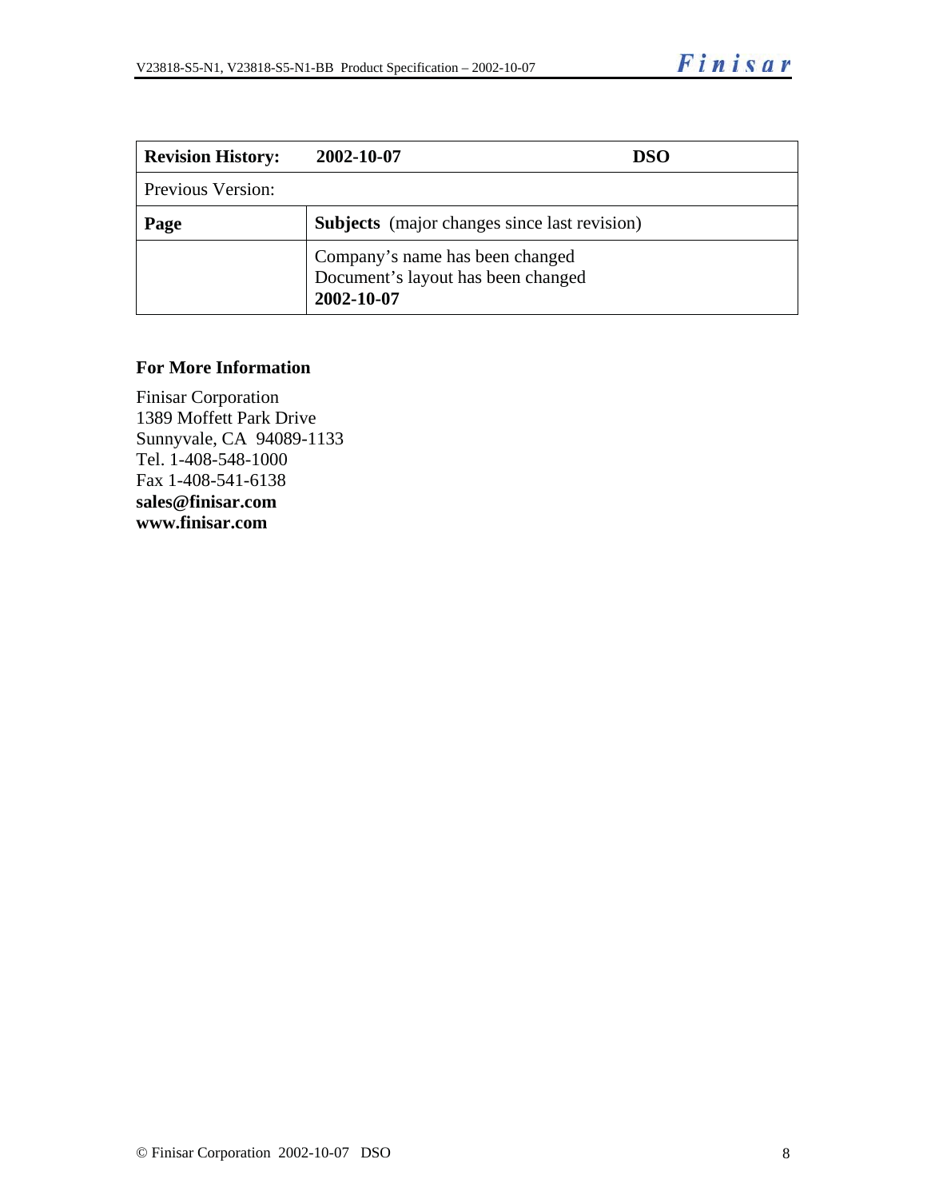| **Revision History:** 2002-10-07 | **DSO** |
| --- | --- |
| Previous Version: | |
| **Page** | **Subjects** (major changes since last revision) |
| | Company's name has been changed<br>Document's layout has been changed<br>**2002-10-07** |

**For More Information**

Finisar Corporation
1389 Moffett Park Drive
Sunnyvale, CA 94089-1133
Tel. 1-408-548-1000
Fax 1-408-541-6138
**sales@finisar.com**
**www.finisar.com**